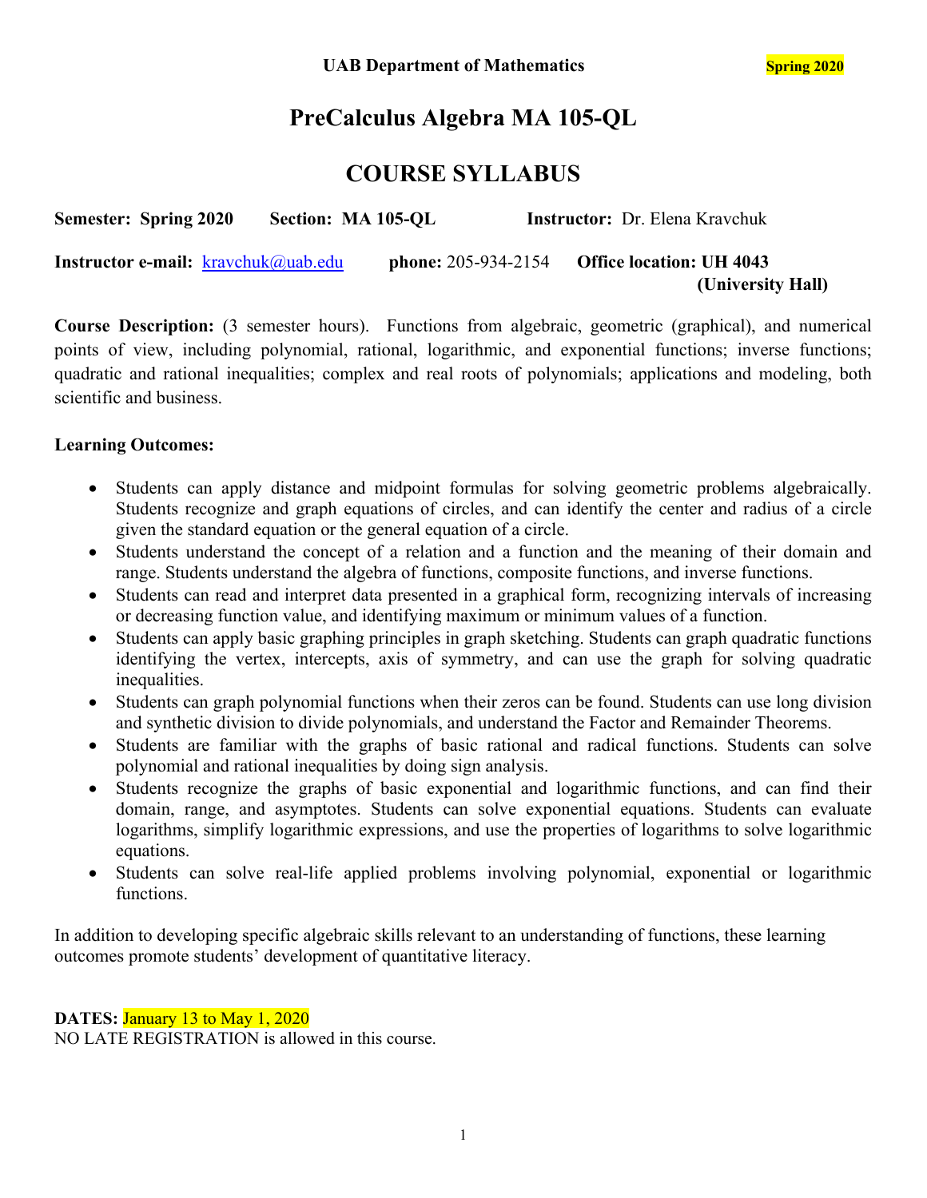**UAB Department of Mathematics** **Spring 2020**

# PreCalculus Algebra MA 105-QL

## COURSE SYLLABUS

**Semester: Spring 2020** **Section: MA 105-QL** **Instructor:** Dr. Elena Kravchuk

**Instructor e-mail:** kravchuk@uab.edu **phone:** 205-934-2154 **Office location: UH 4043 (University Hall)**

**Course Description:** (3 semester hours). Functions from algebraic, geometric (graphical), and numerical points of view, including polynomial, rational, logarithmic, and exponential functions; inverse functions; quadratic and rational inequalities; complex and real roots of polynomials; applications and modeling, both scientific and business.

**Learning Outcomes:**

- Students can apply distance and midpoint formulas for solving geometric problems algebraically. Students recognize and graph equations of circles, and can identify the center and radius of a circle given the standard equation or the general equation of a circle.
- Students understand the concept of a relation and a function and the meaning of their domain and range. Students understand the algebra of functions, composite functions, and inverse functions.
- Students can read and interpret data presented in a graphical form, recognizing intervals of increasing or decreasing function value, and identifying maximum or minimum values of a function.
- Students can apply basic graphing principles in graph sketching. Students can graph quadratic functions identifying the vertex, intercepts, axis of symmetry, and can use the graph for solving quadratic inequalities.
- Students can graph polynomial functions when their zeros can be found. Students can use long division and synthetic division to divide polynomials, and understand the Factor and Remainder Theorems.
- Students are familiar with the graphs of basic rational and radical functions. Students can solve polynomial and rational inequalities by doing sign analysis.
- Students recognize the graphs of basic exponential and logarithmic functions, and can find their domain, range, and asymptotes. Students can solve exponential equations. Students can evaluate logarithms, simplify logarithmic expressions, and use the properties of logarithms to solve logarithmic equations.
- Students can solve real-life applied problems involving polynomial, exponential or logarithmic functions.

In addition to developing specific algebraic skills relevant to an understanding of functions, these learning outcomes promote students' development of quantitative literacy.

**DATES:** January 13 to May 1, 2020
NO LATE REGISTRATION is allowed in this course.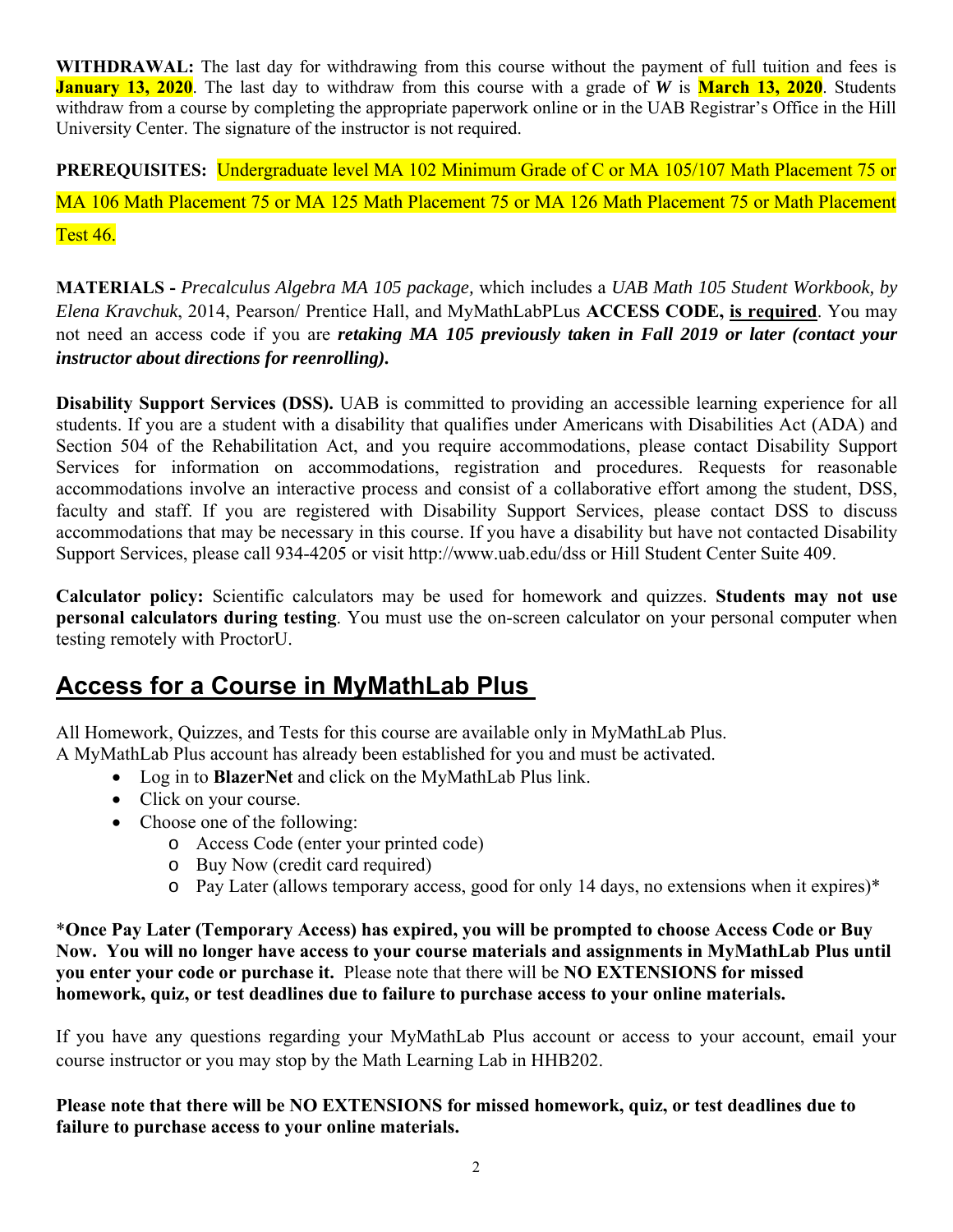**WITHDRAWAL:** The last day for withdrawing from this course without the payment of full tuition and fees is **January 13, 2020**. The last day to withdraw from this course with a grade of ***W*** is **March 13, 2020**. Students withdraw from a course by completing the appropriate paperwork online or in the UAB Registrar's Office in the Hill University Center. The signature of the instructor is not required.

**PREREQUISITES:** Undergraduate level MA 102 Minimum Grade of C or MA 105/107 Math Placement 75 or MA 106 Math Placement 75 or MA 125 Math Placement 75 or MA 126 Math Placement 75 or Math Placement Test 46.

**MATERIALS -** *Precalculus Algebra MA 105 package,* which includes a *UAB Math 105 Student Workbook, by Elena Kravchuk*, 2014, Pearson/ Prentice Hall, and MyMathLabPLus **ACCESS CODE, <u>is required</u>**. You may not need an access code if you are ***retaking MA 105 previously taken in Fall 2019 or later (contact your instructor about directions for reenrolling).***

**Disability Support Services (DSS).** UAB is committed to providing an accessible learning experience for all students. If you are a student with a disability that qualifies under Americans with Disabilities Act (ADA) and Section 504 of the Rehabilitation Act, and you require accommodations, please contact Disability Support Services for information on accommodations, registration and procedures. Requests for reasonable accommodations involve an interactive process and consist of a collaborative effort among the student, DSS, faculty and staff. If you are registered with Disability Support Services, please contact DSS to discuss accommodations that may be necessary in this course. If you have a disability but have not contacted Disability Support Services, please call 934-4205 or visit http://www.uab.edu/dss or Hill Student Center Suite 409.

**Calculator policy:** Scientific calculators may be used for homework and quizzes. **Students may not use personal calculators during testing**. You must use the on-screen calculator on your personal computer when testing remotely with ProctorU.

## <u>Access for a Course in MyMathLab Plus</u>

All Homework, Quizzes, and Tests for this course are available only in MyMathLab Plus.
A MyMathLab Plus account has already been established for you and must be activated.

- Log in to **BlazerNet** and click on the MyMathLab Plus link.
- Click on your course.
- Choose one of the following:
  - Access Code (enter your printed code)
  - Buy Now (credit card required)
  - Pay Later (allows temporary access, good for only 14 days, no extensions when it expires)*

\***Once Pay Later (Temporary Access) has expired, you will be prompted to choose Access Code or Buy Now. You will no longer have access to your course materials and assignments in MyMathLab Plus until you enter your code or purchase it.** Please note that there will be **NO EXTENSIONS for missed homework, quiz, or test deadlines due to failure to purchase access to your online materials.**

If you have any questions regarding your MyMathLab Plus account or access to your account, email your course instructor or you may stop by the Math Learning Lab in HHB202.

**Please note that there will be NO EXTENSIONS for missed homework, quiz, or test deadlines due to failure to purchase access to your online materials.**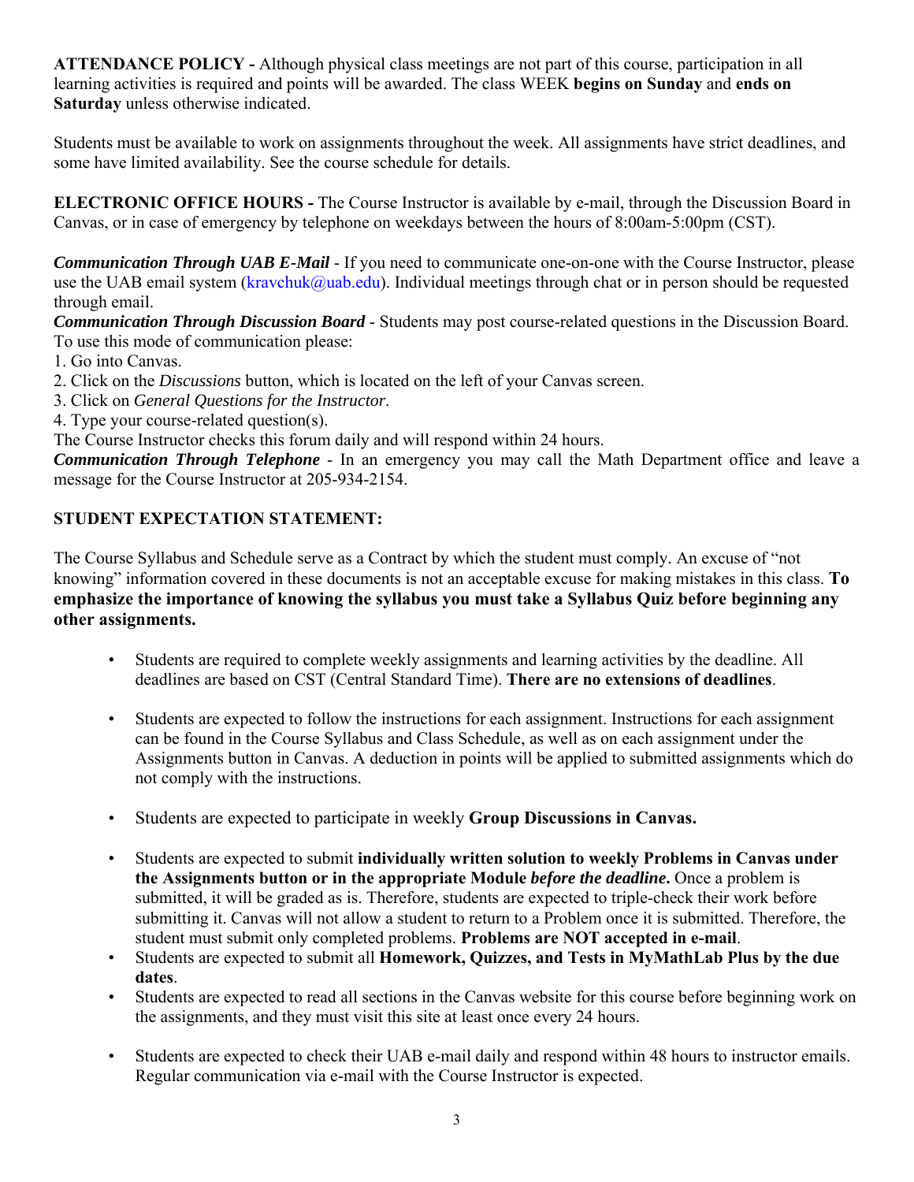**ATTENDANCE POLICY -** Although physical class meetings are not part of this course, participation in all learning activities is required and points will be awarded. The class WEEK **begins on Sunday** and **ends on Saturday** unless otherwise indicated.

Students must be available to work on assignments throughout the week. All assignments have strict deadlines, and some have limited availability. See the course schedule for details.

**ELECTRONIC OFFICE HOURS -** The Course Instructor is available by e-mail, through the Discussion Board in Canvas, or in case of emergency by telephone on weekdays between the hours of 8:00am-5:00pm (CST).

***Communication Through UAB E-Mail*** - If you need to communicate one-on-one with the Course Instructor, please use the UAB email system (kravchuk@uab.edu). Individual meetings through chat or in person should be requested through email.

***Communication Through Discussion Board*** - Students may post course-related questions in the Discussion Board. To use this mode of communication please:

1. Go into Canvas.
2. Click on the *Discussions* button, which is located on the left of your Canvas screen.
3. Click on *General Questions for the Instructor*.
4. Type your course-related question(s).

The Course Instructor checks this forum daily and will respond within 24 hours.

***Communication Through Telephone*** - In an emergency you may call the Math Department office and leave a message for the Course Instructor at 205-934-2154.

**STUDENT EXPECTATION STATEMENT:**

The Course Syllabus and Schedule serve as a Contract by which the student must comply. An excuse of "not knowing" information covered in these documents is not an acceptable excuse for making mistakes in this class. **To emphasize the importance of knowing the syllabus you must take a Syllabus Quiz before beginning any other assignments.**

- Students are required to complete weekly assignments and learning activities by the deadline. All deadlines are based on CST (Central Standard Time). **There are no extensions of deadlines**.
- Students are expected to follow the instructions for each assignment. Instructions for each assignment can be found in the Course Syllabus and Class Schedule, as well as on each assignment under the Assignments button in Canvas. A deduction in points will be applied to submitted assignments which do not comply with the instructions.
- Students are expected to participate in weekly **Group Discussions in Canvas.**
- Students are expected to submit **individually written solution to weekly Problems in Canvas under the Assignments button or in the appropriate Module *before the deadline*.** Once a problem is submitted, it will be graded as is. Therefore, students are expected to triple-check their work before submitting it. Canvas will not allow a student to return to a Problem once it is submitted. Therefore, the student must submit only completed problems. **Problems are NOT accepted in e-mail**.
- Students are expected to submit all **Homework, Quizzes, and Tests in MyMathLab Plus by the due dates**.
- Students are expected to read all sections in the Canvas website for this course before beginning work on the assignments, and they must visit this site at least once every 24 hours.
- Students are expected to check their UAB e-mail daily and respond within 48 hours to instructor emails. Regular communication via e-mail with the Course Instructor is expected.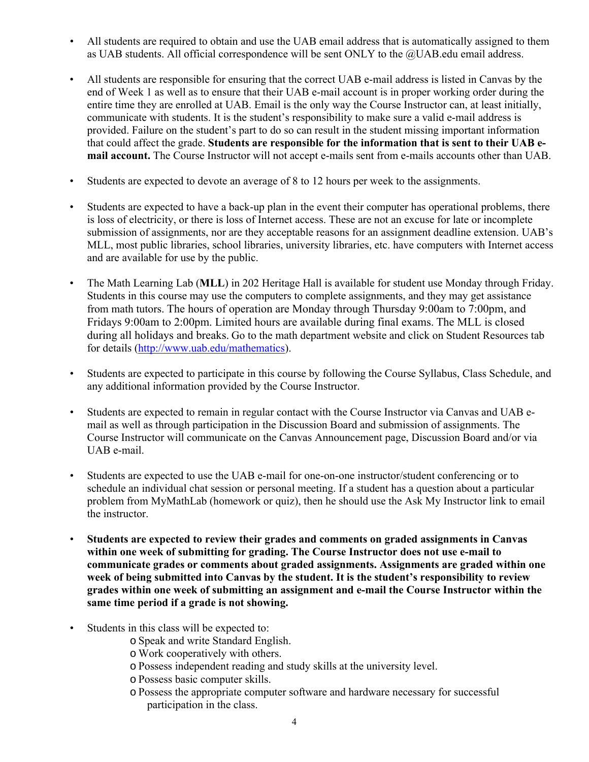- All students are required to obtain and use the UAB email address that is automatically assigned to them as UAB students. All official correspondence will be sent ONLY to the @UAB.edu email address.

- All students are responsible for ensuring that the correct UAB e-mail address is listed in Canvas by the end of Week 1 as well as to ensure that their UAB e-mail account is in proper working order during the entire time they are enrolled at UAB. Email is the only way the Course Instructor can, at least initially, communicate with students. It is the student's responsibility to make sure a valid e-mail address is provided. Failure on the student's part to do so can result in the student missing important information that could affect the grade. **Students are responsible for the information that is sent to their UAB e-mail account.** The Course Instructor will not accept e-mails sent from e-mails accounts other than UAB.

- Students are expected to devote an average of 8 to 12 hours per week to the assignments.

- Students are expected to have a back-up plan in the event their computer has operational problems, there is loss of electricity, or there is loss of Internet access. These are not an excuse for late or incomplete submission of assignments, nor are they acceptable reasons for an assignment deadline extension. UAB's MLL, most public libraries, school libraries, university libraries, etc. have computers with Internet access and are available for use by the public.

- The Math Learning Lab (**MLL**) in 202 Heritage Hall is available for student use Monday through Friday. Students in this course may use the computers to complete assignments, and they may get assistance from math tutors. The hours of operation are Monday through Thursday 9:00am to 7:00pm, and Fridays 9:00am to 2:00pm. Limited hours are available during final exams. The MLL is closed during all holidays and breaks. Go to the math department website and click on Student Resources tab for details (http://www.uab.edu/mathematics).

- Students are expected to participate in this course by following the Course Syllabus, Class Schedule, and any additional information provided by the Course Instructor.

- Students are expected to remain in regular contact with the Course Instructor via Canvas and UAB e-mail as well as through participation in the Discussion Board and submission of assignments. The Course Instructor will communicate on the Canvas Announcement page, Discussion Board and/or via UAB e-mail.

- Students are expected to use the UAB e-mail for one-on-one instructor/student conferencing or to schedule an individual chat session or personal meeting. If a student has a question about a particular problem from MyMathLab (homework or quiz), then he should use the Ask My Instructor link to email the instructor.

- **Students are expected to review their grades and comments on graded assignments in Canvas within one week of submitting for grading. The Course Instructor does not use e-mail to communicate grades or comments about graded assignments. Assignments are graded within one week of being submitted into Canvas by the student. It is the student's responsibility to review grades within one week of submitting an assignment and e-mail the Course Instructor within the same time period if a grade is not showing.**

- Students in this class will be expected to:
  - Speak and write Standard English.
  - Work cooperatively with others.
  - Possess independent reading and study skills at the university level.
  - Possess basic computer skills.
  - Possess the appropriate computer software and hardware necessary for successful participation in the class.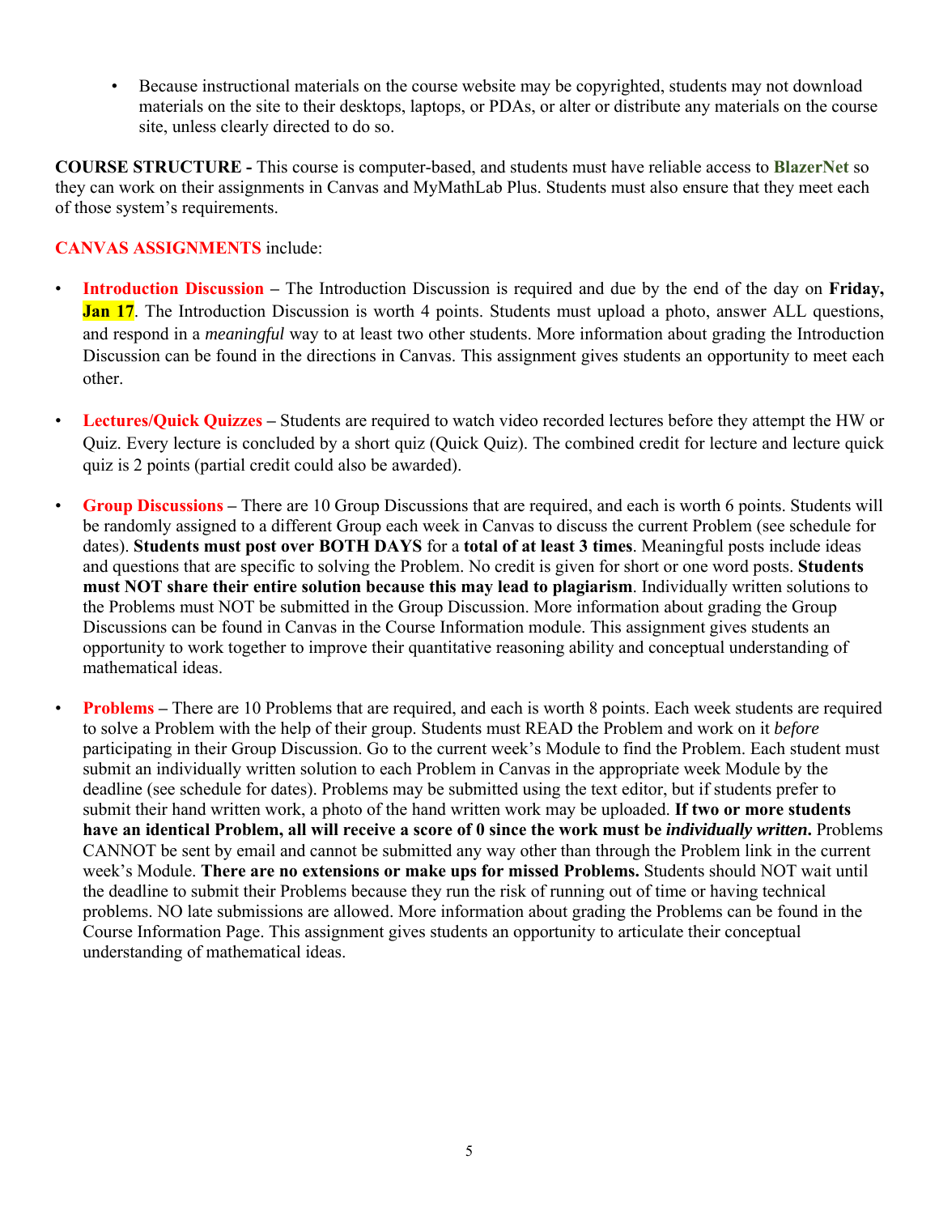- Because instructional materials on the course website may be copyrighted, students may not download materials on the site to their desktops, laptops, or PDAs, or alter or distribute any materials on the course site, unless clearly directed to do so.

**COURSE STRUCTURE -** This course is computer-based, and students must have reliable access to **BlazerNet** so they can work on their assignments in Canvas and MyMathLab Plus. Students must also ensure that they meet each of those system's requirements.

**CANVAS ASSIGNMENTS** include:

- **Introduction Discussion** – The Introduction Discussion is required and due by the end of the day on **Friday, Jan 17**. The Introduction Discussion is worth 4 points. Students must upload a photo, answer ALL questions, and respond in a *meaningful* way to at least two other students. More information about grading the Introduction Discussion can be found in the directions in Canvas. This assignment gives students an opportunity to meet each other.

- **Lectures/Quick Quizzes** – Students are required to watch video recorded lectures before they attempt the HW or Quiz. Every lecture is concluded by a short quiz (Quick Quiz). The combined credit for lecture and lecture quick quiz is 2 points (partial credit could also be awarded).

- **Group Discussions** – There are 10 Group Discussions that are required, and each is worth 6 points. Students will be randomly assigned to a different Group each week in Canvas to discuss the current Problem (see schedule for dates). **Students must post over BOTH DAYS** for a **total of at least 3 times**. Meaningful posts include ideas and questions that are specific to solving the Problem. No credit is given for short or one word posts. **Students must NOT share their entire solution because this may lead to plagiarism**. Individually written solutions to the Problems must NOT be submitted in the Group Discussion. More information about grading the Group Discussions can be found in Canvas in the Course Information module. This assignment gives students an opportunity to work together to improve their quantitative reasoning ability and conceptual understanding of mathematical ideas.

- **Problems** – There are 10 Problems that are required, and each is worth 8 points. Each week students are required to solve a Problem with the help of their group. Students must READ the Problem and work on it *before* participating in their Group Discussion. Go to the current week's Module to find the Problem. Each student must submit an individually written solution to each Problem in Canvas in the appropriate week Module by the deadline (see schedule for dates). Problems may be submitted using the text editor, but if students prefer to submit their hand written work, a photo of the hand written work may be uploaded. **If two or more students have an identical Problem, all will receive a score of 0 since the work must be *individually written*.** Problems CANNOT be sent by email and cannot be submitted any way other than through the Problem link in the current week's Module. **There are no extensions or make ups for missed Problems.** Students should NOT wait until the deadline to submit their Problems because they run the risk of running out of time or having technical problems. NO late submissions are allowed. More information about grading the Problems can be found in the Course Information Page. This assignment gives students an opportunity to articulate their conceptual understanding of mathematical ideas.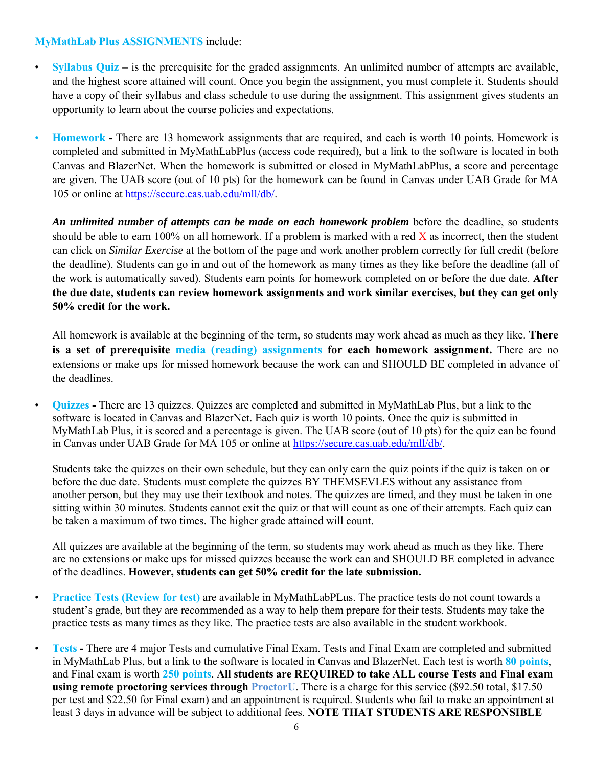**MyMathLab Plus ASSIGNMENTS** include:

- **Syllabus Quiz** – is the prerequisite for the graded assignments. An unlimited number of attempts are available, and the highest score attained will count. Once you begin the assignment, you must complete it. Students should have a copy of their syllabus and class schedule to use during the assignment. This assignment gives students an opportunity to learn about the course policies and expectations.

- **Homework -** There are 13 homework assignments that are required, and each is worth 10 points. Homework is completed and submitted in MyMathLabPlus (access code required), but a link to the software is located in both Canvas and BlazerNet. When the homework is submitted or closed in MyMathLabPlus, a score and percentage are given. The UAB score (out of 10 pts) for the homework can be found in Canvas under UAB Grade for MA 105 or online at https://secure.cas.uab.edu/mll/db/.

  ***An unlimited number of attempts can be made on each homework problem*** before the deadline, so students should be able to earn 100% on all homework. If a problem is marked with a red X as incorrect, then the student can click on *Similar Exercise* at the bottom of the page and work another problem correctly for full credit (before the deadline). Students can go in and out of the homework as many times as they like before the deadline (all of the work is automatically saved). Students earn points for homework completed on or before the due date. **After the due date, students can review homework assignments and work similar exercises, but they can get only 50% credit for the work.**

  All homework is available at the beginning of the term, so students may work ahead as much as they like. **There is a set of prerequisite media (reading) assignments for each homework assignment.** There are no extensions or make ups for missed homework because the work can and SHOULD BE completed in advance of the deadlines.

- **Quizzes -** There are 13 quizzes. Quizzes are completed and submitted in MyMathLab Plus, but a link to the software is located in Canvas and BlazerNet. Each quiz is worth 10 points. Once the quiz is submitted in MyMathLab Plus, it is scored and a percentage is given. The UAB score (out of 10 pts) for the quiz can be found in Canvas under UAB Grade for MA 105 or online at https://secure.cas.uab.edu/mll/db/.

  Students take the quizzes on their own schedule, but they can only earn the quiz points if the quiz is taken on or before the due date. Students must complete the quizzes BY THEMSEVLES without any assistance from another person, but they may use their textbook and notes. The quizzes are timed, and they must be taken in one sitting within 30 minutes. Students cannot exit the quiz or that will count as one of their attempts. Each quiz can be taken a maximum of two times. The higher grade attained will count.

  All quizzes are available at the beginning of the term, so students may work ahead as much as they like. There are no extensions or make ups for missed quizzes because the work can and SHOULD BE completed in advance of the deadlines. **However, students can get 50% credit for the late submission.**

- **Practice Tests (Review for test)** are available in MyMathLabPLus. The practice tests do not count towards a student's grade, but they are recommended as a way to help them prepare for their tests. Students may take the practice tests as many times as they like. The practice tests are also available in the student workbook.

- **Tests -** There are 4 major Tests and cumulative Final Exam. Tests and Final Exam are completed and submitted in MyMathLab Plus, but a link to the software is located in Canvas and BlazerNet. Each test is worth **80 points**, and Final exam is worth **250 points**. **All students are REQUIRED to take ALL course Tests and Final exam using remote proctoring services through ProctorU**. There is a charge for this service ($92.50 total, $17.50 per test and $22.50 for Final exam) and an appointment is required. Students who fail to make an appointment at least 3 days in advance will be subject to additional fees. **NOTE THAT STUDENTS ARE RESPONSIBLE**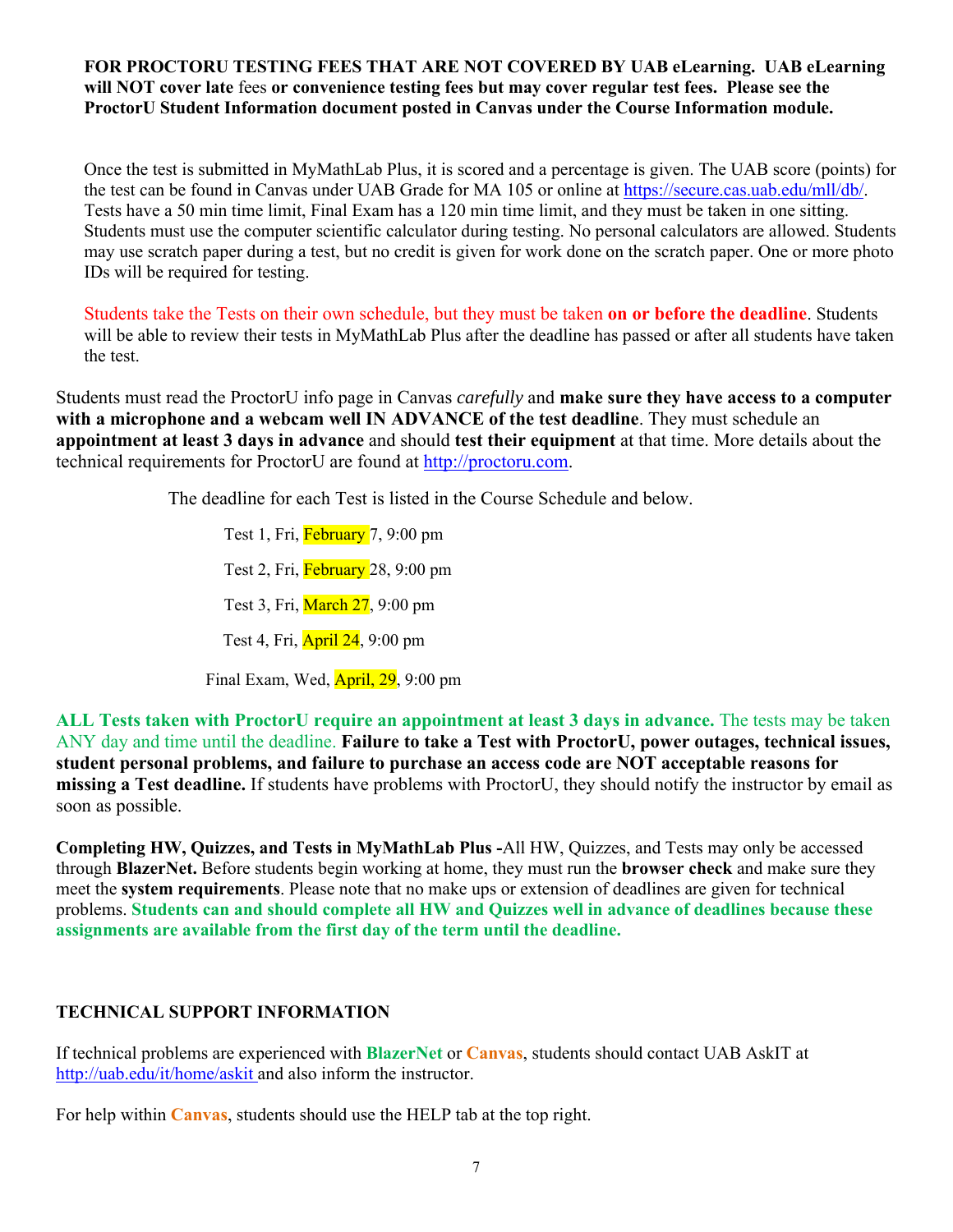**FOR PROCTORU TESTING FEES THAT ARE NOT COVERED BY UAB eLearning. UAB eLearning will NOT cover late** fees **or convenience testing fees but may cover regular test fees. Please see the ProctorU Student Information document posted in Canvas under the Course Information module.**

Once the test is submitted in MyMathLab Plus, it is scored and a percentage is given. The UAB score (points) for the test can be found in Canvas under UAB Grade for MA 105 or online at https://secure.cas.uab.edu/mll/db/. Tests have a 50 min time limit, Final Exam has a 120 min time limit, and they must be taken in one sitting. Students must use the computer scientific calculator during testing. No personal calculators are allowed. Students may use scratch paper during a test, but no credit is given for work done on the scratch paper. One or more photo IDs will be required for testing.

Students take the Tests on their own schedule, but they must be taken **on or before the deadline**. Students will be able to review their tests in MyMathLab Plus after the deadline has passed or after all students have taken the test.

Students must read the ProctorU info page in Canvas *carefully* and **make sure they have access to a computer with a microphone and a webcam well IN ADVANCE of the test deadline**. They must schedule an **appointment at least 3 days in advance** and should **test their equipment** at that time. More details about the technical requirements for ProctorU are found at http://proctoru.com.

The deadline for each Test is listed in the Course Schedule and below.

- Test 1, Fri, February 7, 9:00 pm
- Test 2, Fri, February 28, 9:00 pm
- Test 3, Fri, March 27, 9:00 pm
- Test 4, Fri, April 24, 9:00 pm
- Final Exam, Wed, April, 29, 9:00 pm

**ALL Tests taken with ProctorU require an appointment at least 3 days in advance.** The tests may be taken ANY day and time until the deadline. **Failure to take a Test with ProctorU, power outages, technical issues, student personal problems, and failure to purchase an access code are NOT acceptable reasons for missing a Test deadline.** If students have problems with ProctorU, they should notify the instructor by email as soon as possible.

**Completing HW, Quizzes, and Tests in MyMathLab Plus -**All HW, Quizzes, and Tests may only be accessed through **BlazerNet.** Before students begin working at home, they must run the **browser check** and make sure they meet the **system requirements**. Please note that no make ups or extension of deadlines are given for technical problems. **Students can and should complete all HW and Quizzes well in advance of deadlines because these assignments are available from the first day of the term until the deadline.**

## TECHNICAL SUPPORT INFORMATION

If technical problems are experienced with **BlazerNet** or **Canvas**, students should contact UAB AskIT at http://uab.edu/it/home/askit and also inform the instructor.

For help within **Canvas**, students should use the HELP tab at the top right.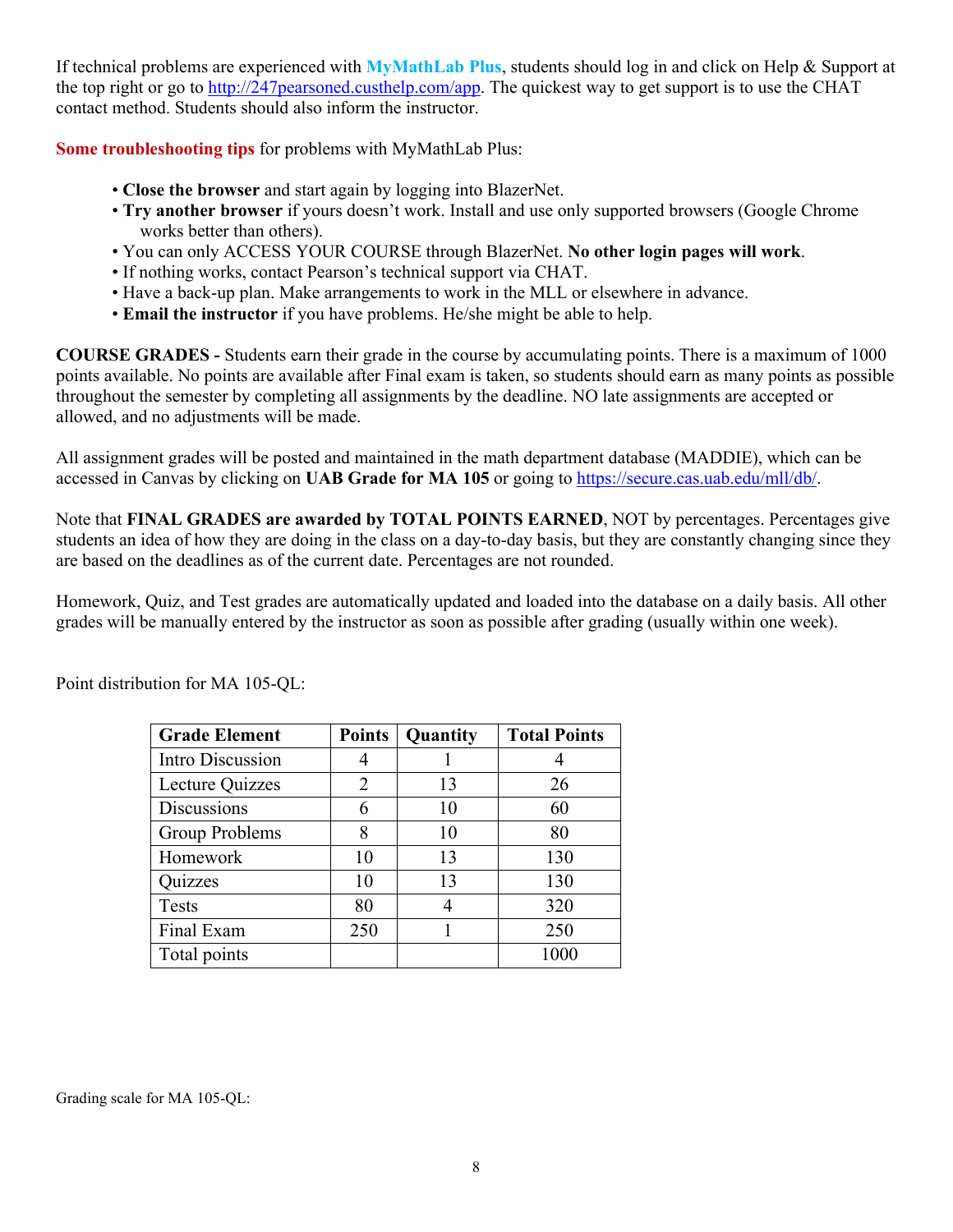If technical problems are experienced with **MyMathLab Plus**, students should log in and click on Help & Support at the top right or go to http://247pearsoned.custhelp.com/app. The quickest way to get support is to use the CHAT contact method. Students should also inform the instructor.

**Some troubleshooting tips** for problems with MyMathLab Plus:

- **Close the browser** and start again by logging into BlazerNet.
- **Try another browser** if yours doesn't work. Install and use only supported browsers (Google Chrome works better than others).
- You can only ACCESS YOUR COURSE through BlazerNet. **No other login pages will work**.
- If nothing works, contact Pearson's technical support via CHAT.
- Have a back-up plan. Make arrangements to work in the MLL or elsewhere in advance.
- **Email the instructor** if you have problems. He/she might be able to help.

**COURSE GRADES -** Students earn their grade in the course by accumulating points. There is a maximum of 1000 points available. No points are available after Final exam is taken, so students should earn as many points as possible throughout the semester by completing all assignments by the deadline. NO late assignments are accepted or allowed, and no adjustments will be made.

All assignment grades will be posted and maintained in the math department database (MADDIE), which can be accessed in Canvas by clicking on **UAB Grade for MA 105** or going to https://secure.cas.uab.edu/mll/db/.

Note that **FINAL GRADES are awarded by TOTAL POINTS EARNED**, NOT by percentages. Percentages give students an idea of how they are doing in the class on a day-to-day basis, but they are constantly changing since they are based on the deadlines as of the current date. Percentages are not rounded.

Homework, Quiz, and Test grades are automatically updated and loaded into the database on a daily basis. All other grades will be manually entered by the instructor as soon as possible after grading (usually within one week).

Point distribution for MA 105-QL:

| Grade Element | Points | Quantity | Total Points |
|---|---|---|---|
| Intro Discussion | 4 | 1 | 4 |
| Lecture Quizzes | 2 | 13 | 26 |
| Discussions | 6 | 10 | 60 |
| Group Problems | 8 | 10 | 80 |
| Homework | 10 | 13 | 130 |
| Quizzes | 10 | 13 | 130 |
| Tests | 80 | 4 | 320 |
| Final Exam | 250 | 1 | 250 |
| Total points | | | 1000 |

Grading scale for MA 105-QL: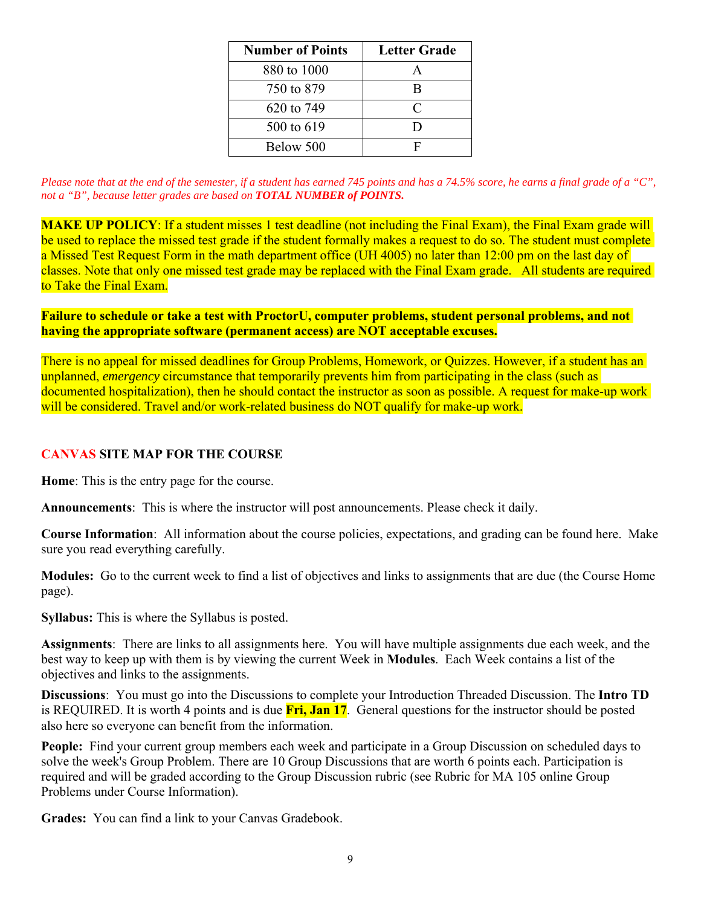| Number of Points | Letter Grade |
| --- | --- |
| 880 to 1000 | A |
| 750 to 879 | B |
| 620 to 749 | C |
| 500 to 619 | D |
| Below 500 | F |

*Please note that at the end of the semester, if a student has earned 745 points and has a 74.5% score, he earns a final grade of a "C", not a "B", because letter grades are based on **TOTAL NUMBER of POINTS.***

**MAKE UP POLICY**: If a student misses 1 test deadline (not including the Final Exam), the Final Exam grade will be used to replace the missed test grade if the student formally makes a request to do so. The student must complete a Missed Test Request Form in the math department office (UH 4005) no later than 12:00 pm on the last day of classes. Note that only one missed test grade may be replaced with the Final Exam grade. All students are required to Take the Final Exam.

**Failure to schedule or take a test with ProctorU, computer problems, student personal problems, and not having the appropriate software (permanent access) are NOT acceptable excuses.**

There is no appeal for missed deadlines for Group Problems, Homework, or Quizzes. However, if a student has an unplanned, *emergency* circumstance that temporarily prevents him from participating in the class (such as documented hospitalization), then he should contact the instructor as soon as possible. A request for make-up work will be considered. Travel and/or work-related business do NOT qualify for make-up work.

## CANVAS SITE MAP FOR THE COURSE

**Home**: This is the entry page for the course.

**Announcements**: This is where the instructor will post announcements. Please check it daily.

**Course Information**: All information about the course policies, expectations, and grading can be found here. Make sure you read everything carefully.

**Modules:** Go to the current week to find a list of objectives and links to assignments that are due (the Course Home page).

**Syllabus:** This is where the Syllabus is posted.

**Assignments**: There are links to all assignments here. You will have multiple assignments due each week, and the best way to keep up with them is by viewing the current Week in **Modules**. Each Week contains a list of the objectives and links to the assignments.

**Discussions**: You must go into the Discussions to complete your Introduction Threaded Discussion. The **Intro TD** is REQUIRED. It is worth 4 points and is due **Fri, Jan 17**. General questions for the instructor should be posted also here so everyone can benefit from the information.

**People:** Find your current group members each week and participate in a Group Discussion on scheduled days to solve the week's Group Problem. There are 10 Group Discussions that are worth 6 points each. Participation is required and will be graded according to the Group Discussion rubric (see Rubric for MA 105 online Group Problems under Course Information).

**Grades:** You can find a link to your Canvas Gradebook.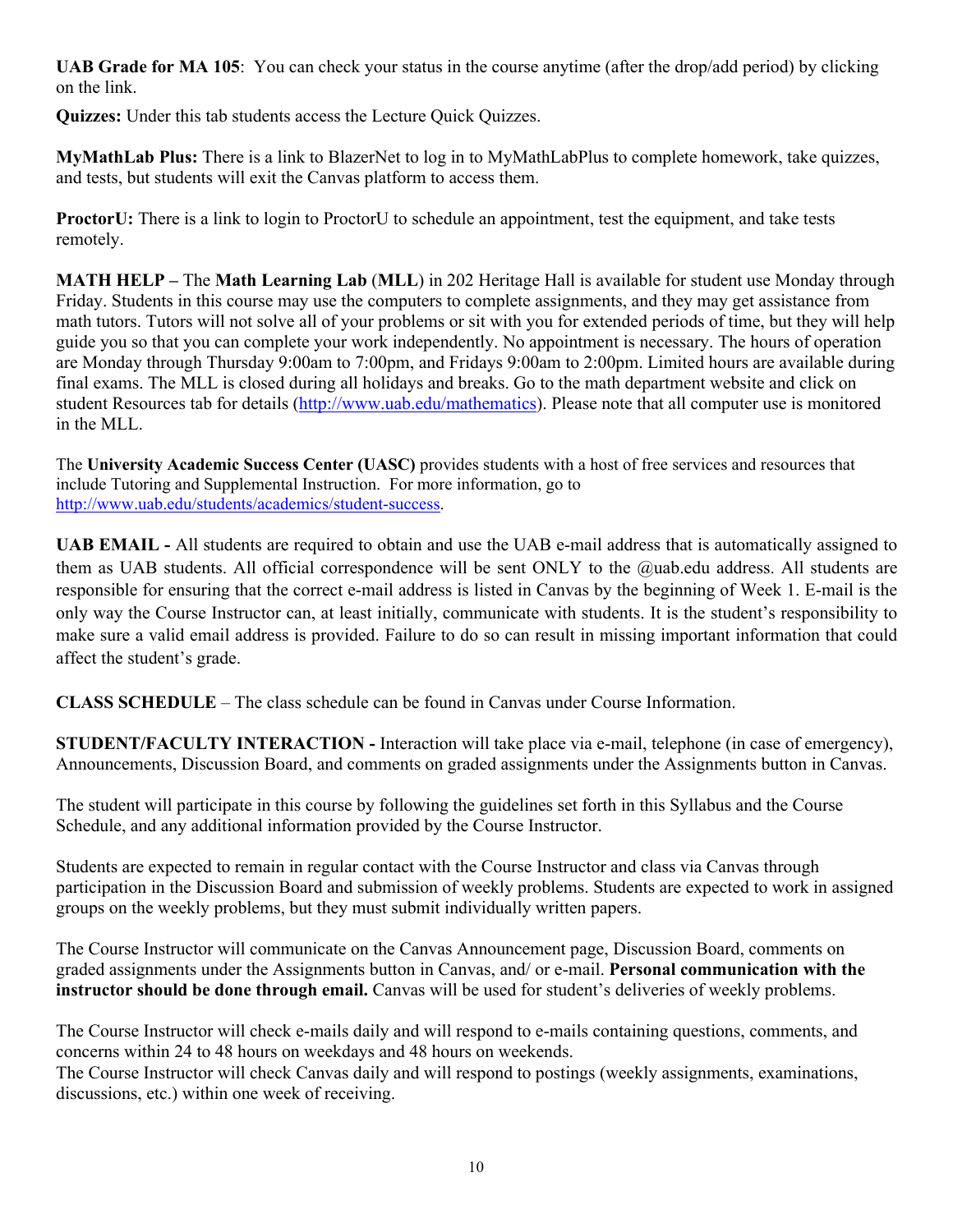**UAB Grade for MA 105**: You can check your status in the course anytime (after the drop/add period) by clicking on the link.

**Quizzes:** Under this tab students access the Lecture Quick Quizzes.

**MyMathLab Plus:** There is a link to BlazerNet to log in to MyMathLabPlus to complete homework, take quizzes, and tests, but students will exit the Canvas platform to access them.

**ProctorU:** There is a link to login to ProctorU to schedule an appointment, test the equipment, and take tests remotely.

**MATH HELP –** The **Math Learning Lab** (**MLL**) in 202 Heritage Hall is available for student use Monday through Friday. Students in this course may use the computers to complete assignments, and they may get assistance from math tutors. Tutors will not solve all of your problems or sit with you for extended periods of time, but they will help guide you so that you can complete your work independently. No appointment is necessary. The hours of operation are Monday through Thursday 9:00am to 7:00pm, and Fridays 9:00am to 2:00pm. Limited hours are available during final exams. The MLL is closed during all holidays and breaks. Go to the math department website and click on student Resources tab for details (http://www.uab.edu/mathematics). Please note that all computer use is monitored in the MLL.

The **University Academic Success Center (UASC)** provides students with a host of free services and resources that include Tutoring and Supplemental Instruction. For more information, go to http://www.uab.edu/students/academics/student-success.

**UAB EMAIL -** All students are required to obtain and use the UAB e-mail address that is automatically assigned to them as UAB students. All official correspondence will be sent ONLY to the @uab.edu address. All students are responsible for ensuring that the correct e-mail address is listed in Canvas by the beginning of Week 1. E-mail is the only way the Course Instructor can, at least initially, communicate with students. It is the student's responsibility to make sure a valid email address is provided. Failure to do so can result in missing important information that could affect the student's grade.

**CLASS SCHEDULE** – The class schedule can be found in Canvas under Course Information.

**STUDENT/FACULTY INTERACTION -** Interaction will take place via e-mail, telephone (in case of emergency), Announcements, Discussion Board, and comments on graded assignments under the Assignments button in Canvas.

The student will participate in this course by following the guidelines set forth in this Syllabus and the Course Schedule, and any additional information provided by the Course Instructor.

Students are expected to remain in regular contact with the Course Instructor and class via Canvas through participation in the Discussion Board and submission of weekly problems. Students are expected to work in assigned groups on the weekly problems, but they must submit individually written papers.

The Course Instructor will communicate on the Canvas Announcement page, Discussion Board, comments on graded assignments under the Assignments button in Canvas, and/ or e-mail. **Personal communication with the instructor should be done through email.** Canvas will be used for student's deliveries of weekly problems.

The Course Instructor will check e-mails daily and will respond to e-mails containing questions, comments, and concerns within 24 to 48 hours on weekdays and 48 hours on weekends.
The Course Instructor will check Canvas daily and will respond to postings (weekly assignments, examinations, discussions, etc.) within one week of receiving.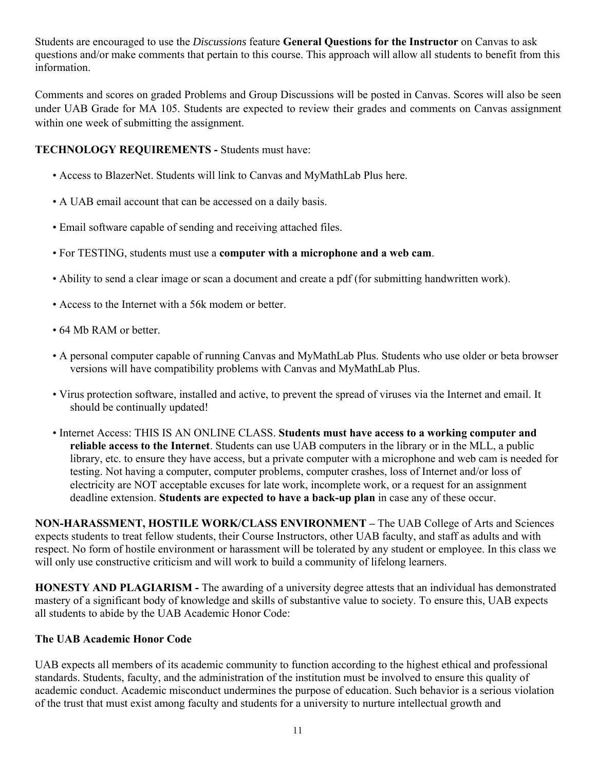Students are encouraged to use the *Discussions* feature **General Questions for the Instructor** on Canvas to ask questions and/or make comments that pertain to this course. This approach will allow all students to benefit from this information.

Comments and scores on graded Problems and Group Discussions will be posted in Canvas. Scores will also be seen under UAB Grade for MA 105. Students are expected to review their grades and comments on Canvas assignment within one week of submitting the assignment.

**TECHNOLOGY REQUIREMENTS -** Students must have:

- Access to BlazerNet. Students will link to Canvas and MyMathLab Plus here.
- A UAB email account that can be accessed on a daily basis.
- Email software capable of sending and receiving attached files.
- For TESTING, students must use a **computer with a microphone and a web cam**.
- Ability to send a clear image or scan a document and create a pdf (for submitting handwritten work).
- Access to the Internet with a 56k modem or better.
- 64 Mb RAM or better.
- A personal computer capable of running Canvas and MyMathLab Plus. Students who use older or beta browser versions will have compatibility problems with Canvas and MyMathLab Plus.
- Virus protection software, installed and active, to prevent the spread of viruses via the Internet and email. It should be continually updated!
- Internet Access: THIS IS AN ONLINE CLASS. **Students must have access to a working computer and reliable access to the Internet**. Students can use UAB computers in the library or in the MLL, a public library, etc. to ensure they have access, but a private computer with a microphone and web cam is needed for testing. Not having a computer, computer problems, computer crashes, loss of Internet and/or loss of electricity are NOT acceptable excuses for late work, incomplete work, or a request for an assignment deadline extension. **Students are expected to have a back-up plan** in case any of these occur.

**NON-HARASSMENT, HOSTILE WORK/CLASS ENVIRONMENT –** The UAB College of Arts and Sciences expects students to treat fellow students, their Course Instructors, other UAB faculty, and staff as adults and with respect. No form of hostile environment or harassment will be tolerated by any student or employee. In this class we will only use constructive criticism and will work to build a community of lifelong learners.

**HONESTY AND PLAGIARISM -** The awarding of a university degree attests that an individual has demonstrated mastery of a significant body of knowledge and skills of substantive value to society. To ensure this, UAB expects all students to abide by the UAB Academic Honor Code:

**The UAB Academic Honor Code**

UAB expects all members of its academic community to function according to the highest ethical and professional standards. Students, faculty, and the administration of the institution must be involved to ensure this quality of academic conduct. Academic misconduct undermines the purpose of education. Such behavior is a serious violation of the trust that must exist among faculty and students for a university to nurture intellectual growth and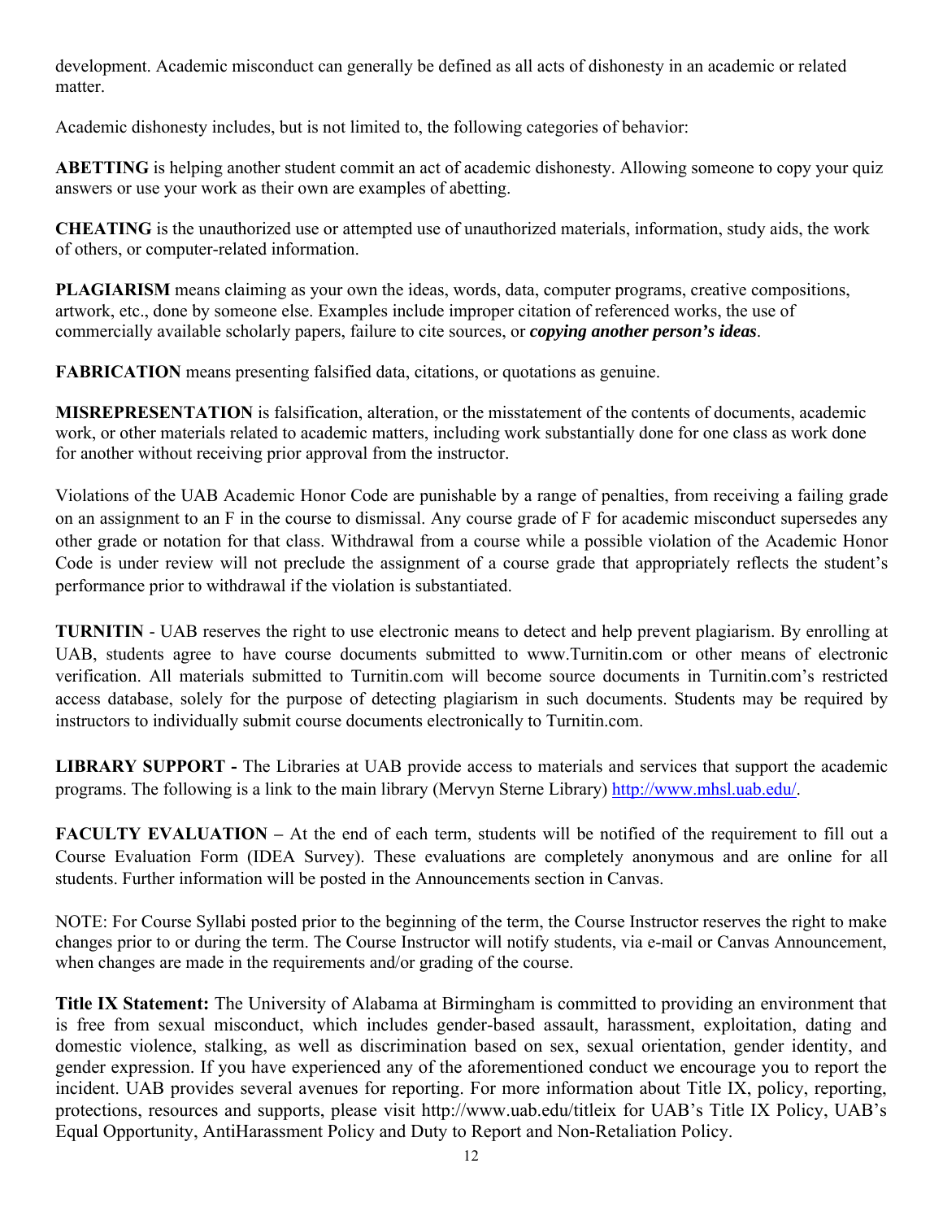development. Academic misconduct can generally be defined as all acts of dishonesty in an academic or related matter.

Academic dishonesty includes, but is not limited to, the following categories of behavior:

**ABETTING** is helping another student commit an act of academic dishonesty. Allowing someone to copy your quiz answers or use your work as their own are examples of abetting.

**CHEATING** is the unauthorized use or attempted use of unauthorized materials, information, study aids, the work of others, or computer-related information.

**PLAGIARISM** means claiming as your own the ideas, words, data, computer programs, creative compositions, artwork, etc., done by someone else. Examples include improper citation of referenced works, the use of commercially available scholarly papers, failure to cite sources, or ***copying another person's ideas***.

**FABRICATION** means presenting falsified data, citations, or quotations as genuine.

**MISREPRESENTATION** is falsification, alteration, or the misstatement of the contents of documents, academic work, or other materials related to academic matters, including work substantially done for one class as work done for another without receiving prior approval from the instructor.

Violations of the UAB Academic Honor Code are punishable by a range of penalties, from receiving a failing grade on an assignment to an F in the course to dismissal. Any course grade of F for academic misconduct supersedes any other grade or notation for that class. Withdrawal from a course while a possible violation of the Academic Honor Code is under review will not preclude the assignment of a course grade that appropriately reflects the student's performance prior to withdrawal if the violation is substantiated.

**TURNITIN** - UAB reserves the right to use electronic means to detect and help prevent plagiarism. By enrolling at UAB, students agree to have course documents submitted to www.Turnitin.com or other means of electronic verification. All materials submitted to Turnitin.com will become source documents in Turnitin.com's restricted access database, solely for the purpose of detecting plagiarism in such documents. Students may be required by instructors to individually submit course documents electronically to Turnitin.com.

**LIBRARY SUPPORT -** The Libraries at UAB provide access to materials and services that support the academic programs. The following is a link to the main library (Mervyn Sterne Library) [http://www.mhsl.uab.edu/](http://www.mhsl.uab.edu/).

**FACULTY EVALUATION –** At the end of each term, students will be notified of the requirement to fill out a Course Evaluation Form (IDEA Survey). These evaluations are completely anonymous and are online for all students. Further information will be posted in the Announcements section in Canvas.

NOTE: For Course Syllabi posted prior to the beginning of the term, the Course Instructor reserves the right to make changes prior to or during the term. The Course Instructor will notify students, via e-mail or Canvas Announcement, when changes are made in the requirements and/or grading of the course.

**Title IX Statement:** The University of Alabama at Birmingham is committed to providing an environment that is free from sexual misconduct, which includes gender-based assault, harassment, exploitation, dating and domestic violence, stalking, as well as discrimination based on sex, sexual orientation, gender identity, and gender expression. If you have experienced any of the aforementioned conduct we encourage you to report the incident. UAB provides several avenues for reporting. For more information about Title IX, policy, reporting, protections, resources and supports, please visit http://www.uab.edu/titleix for UAB's Title IX Policy, UAB's Equal Opportunity, AntiHarassment Policy and Duty to Report and Non-Retaliation Policy.